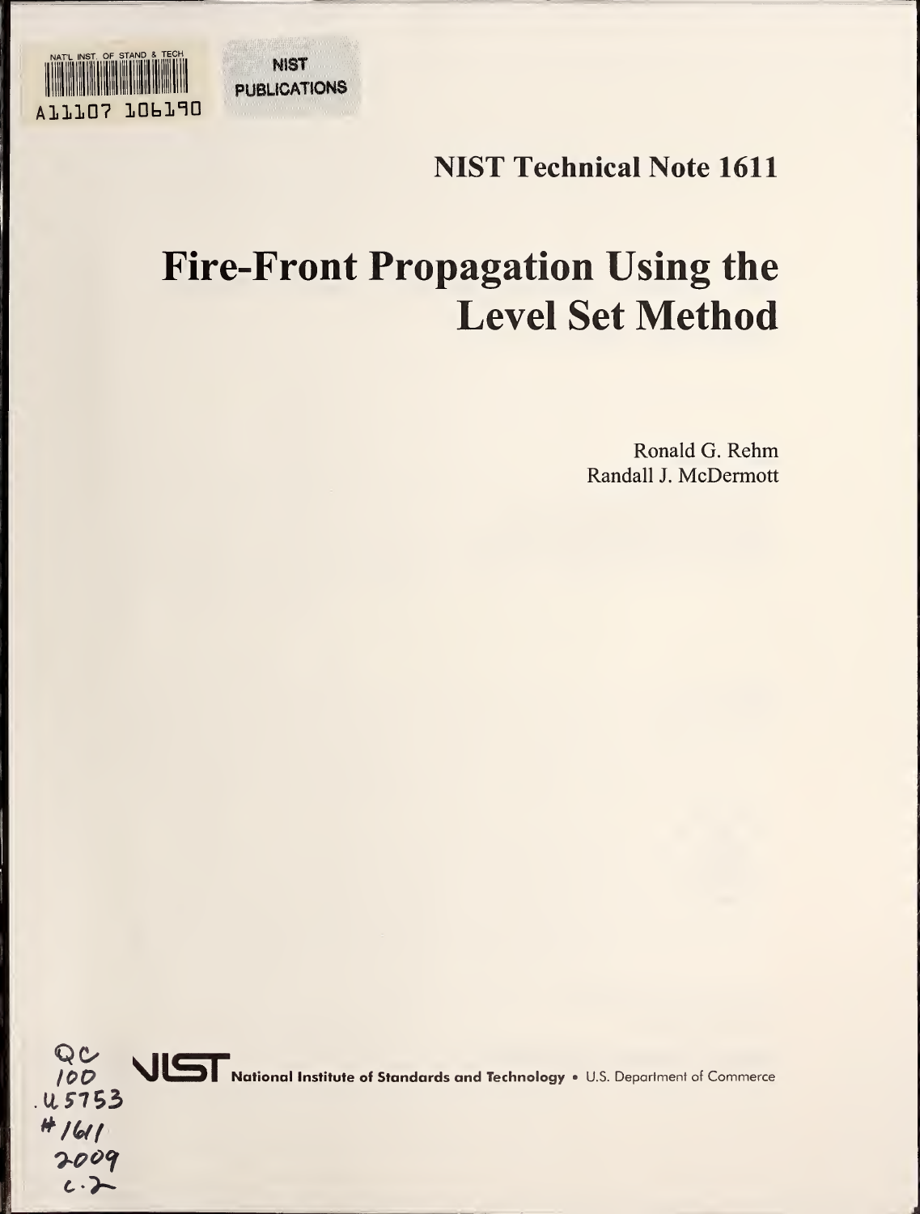NAT'L INST. OF STAND & TECH

A11107 106190

NIST PUBLICATIONS

**NIST Technical Note 1611**

# Fire-Front Propagation Using the Level Set Method

Ronald G. Rehm
Randall J. McDermott

QC 100 .U5753 #1611 2009 c.2

**NIST** National Institute of Standards and Technology • U.S. Department of Commerce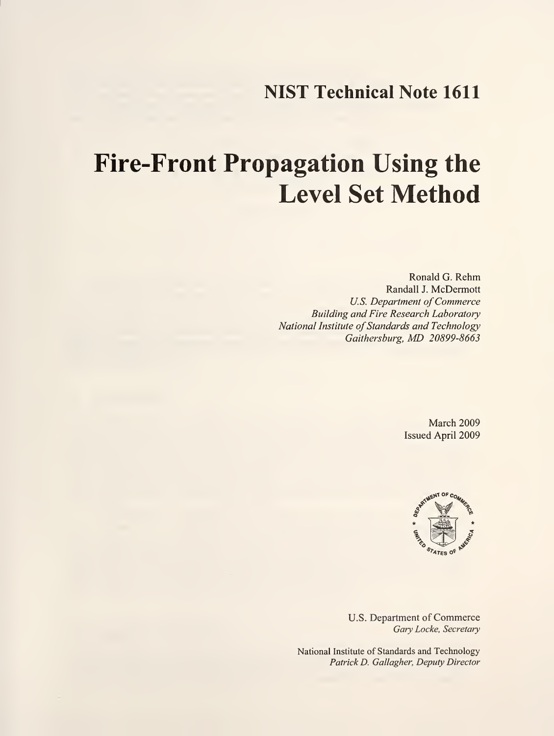## NIST Technical Note 1611

# Fire-Front Propagation Using the Level Set Method

Ronald G. Rehm
Randall J. McDermott
*U.S. Department of Commerce*
*Building and Fire Research Laboratory*
*National Institute of Standards and Technology*
*Gaithersburg, MD 20899-8663*

March 2009
Issued April 2009

U.S. Department of Commerce
*Gary Locke, Secretary*

National Institute of Standards and Technology
*Patrick D. Gallagher, Deputy Director*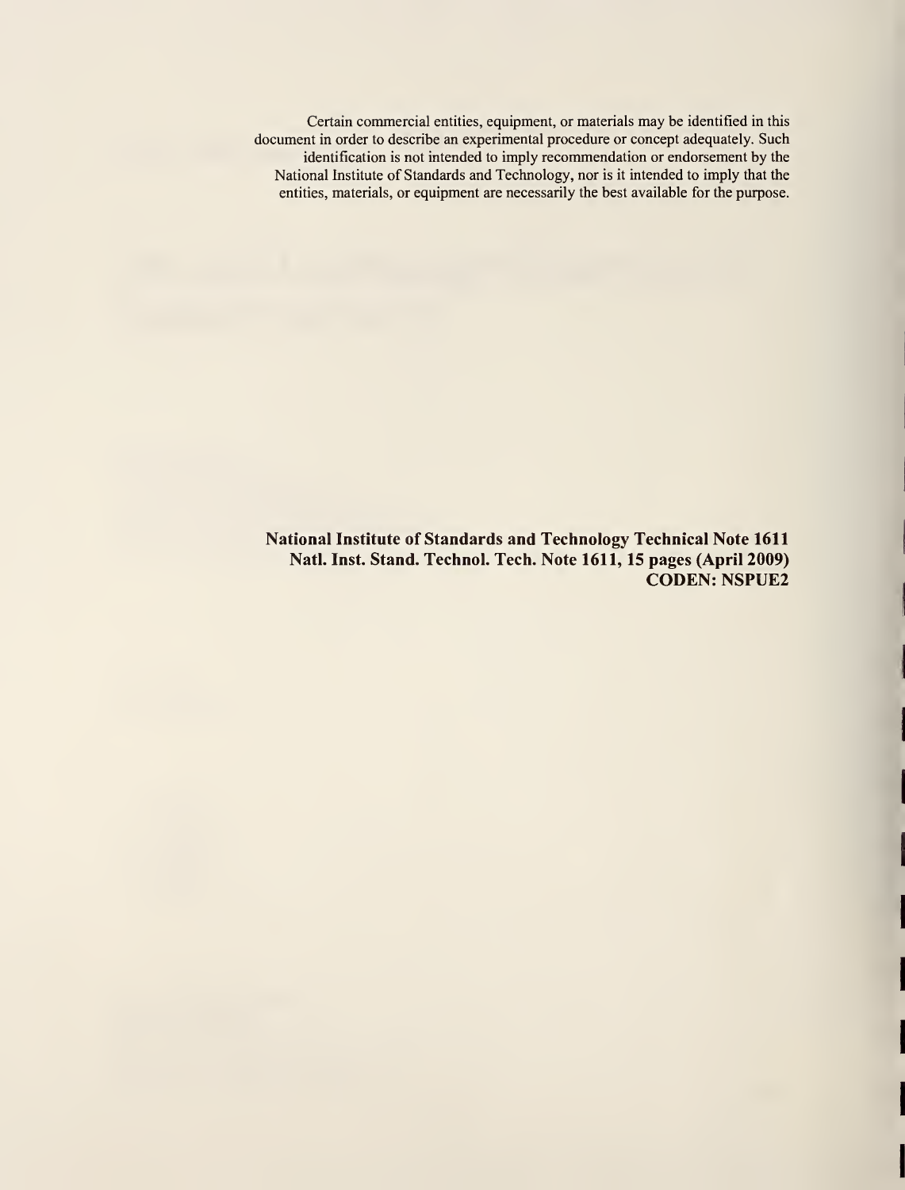Certain commercial entities, equipment, or materials may be identified in this document in order to describe an experimental procedure or concept adequately. Such identification is not intended to imply recommendation or endorsement by the National Institute of Standards and Technology, nor is it intended to imply that the entities, materials, or equipment are necessarily the best available for the purpose.

**National Institute of Standards and Technology Technical Note 1611**
**Natl. Inst. Stand. Technol. Tech. Note 1611, 15 pages (April 2009)**
**CODEN: NSPUE2**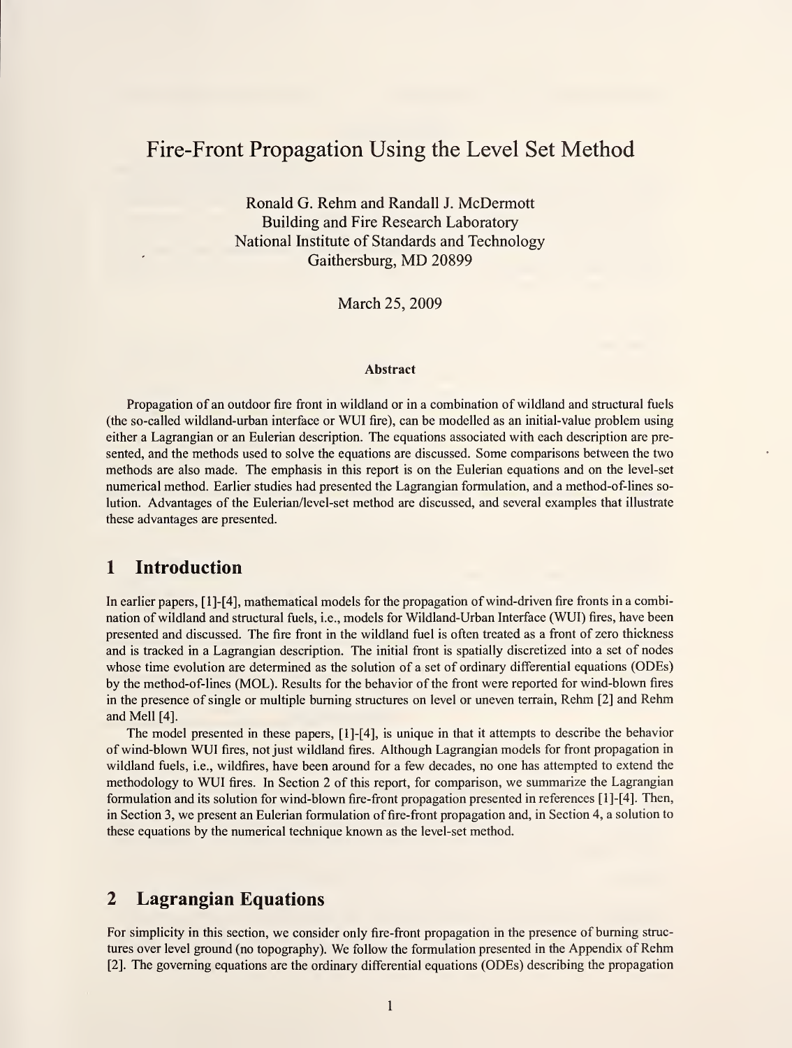# Fire-Front Propagation Using the Level Set Method

Ronald G. Rehm and Randall J. McDermott
Building and Fire Research Laboratory
National Institute of Standards and Technology
Gaithersburg, MD 20899

March 25, 2009

**Abstract**

Propagation of an outdoor fire front in wildland or in a combination of wildland and structural fuels (the so-called wildland-urban interface or WUI fire), can be modelled as an initial-value problem using either a Lagrangian or an Eulerian description. The equations associated with each description are presented, and the methods used to solve the equations are discussed. Some comparisons between the two methods are also made. The emphasis in this report is on the Eulerian equations and on the level-set numerical method. Earlier studies had presented the Lagrangian formulation, and a method-of-lines solution. Advantages of the Eulerian/level-set method are discussed, and several examples that illustrate these advantages are presented.

## 1 Introduction

In earlier papers, [1]-[4], mathematical models for the propagation of wind-driven fire fronts in a combination of wildland and structural fuels, i.e., models for Wildland-Urban Interface (WUI) fires, have been presented and discussed. The fire front in the wildland fuel is often treated as a front of zero thickness and is tracked in a Lagrangian description. The initial front is spatially discretized into a set of nodes whose time evolution are determined as the solution of a set of ordinary differential equations (ODEs) by the method-of-lines (MOL). Results for the behavior of the front were reported for wind-blown fires in the presence of single or multiple burning structures on level or uneven terrain, Rehm [2] and Rehm and Mell [4].

The model presented in these papers, [1]-[4], is unique in that it attempts to describe the behavior of wind-blown WUI fires, not just wildland fires. Although Lagrangian models for front propagation in wildland fuels, i.e., wildfires, have been around for a few decades, no one has attempted to extend the methodology to WUI fires. In Section 2 of this report, for comparison, we summarize the Lagrangian formulation and its solution for wind-blown fire-front propagation presented in references [1]-[4]. Then, in Section 3, we present an Eulerian formulation of fire-front propagation and, in Section 4, a solution to these equations by the numerical technique known as the level-set method.

## 2 Lagrangian Equations

For simplicity in this section, we consider only fire-front propagation in the presence of burning structures over level ground (no topography). We follow the formulation presented in the Appendix of Rehm [2]. The governing equations are the ordinary differential equations (ODEs) describing the propagation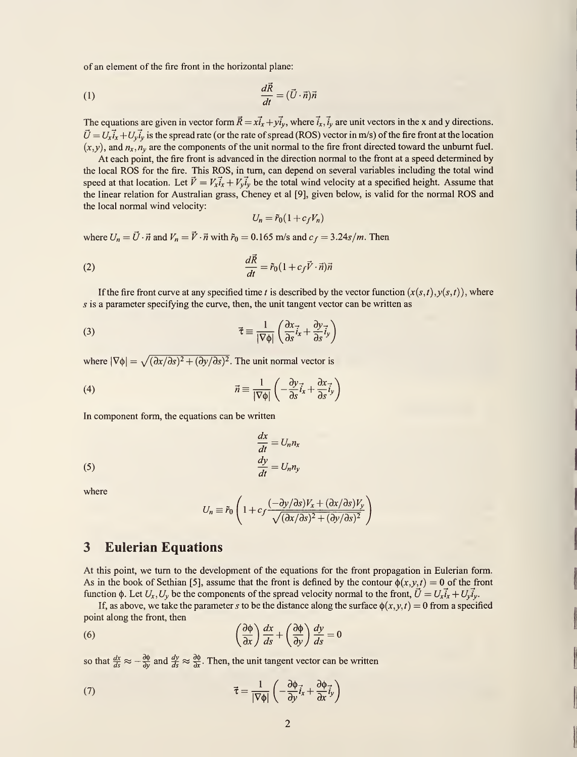of an element of the fire front in the horizontal plane:

$$\frac{d\vec{R}}{dt} = (\vec{U} \cdot \vec{n})\vec{n} \tag{1}$$

The equations are given in vector form $\vec{R} = x\vec{i}_x + y\vec{i}_y$, where $\vec{i}_x, \vec{i}_y$ are unit vectors in the x and y directions. $\vec{U} = U_x\vec{i}_x + U_y\vec{i}_y$ is the spread rate (or the rate of spread (ROS) vector in m/s) of the fire front at the location $(x,y)$, and $n_x, n_y$ are the components of the unit normal to the fire front directed toward the unburnt fuel.

At each point, the fire front is advanced in the direction normal to the front at a speed determined by the local ROS for the fire. This ROS, in turn, can depend on several variables including the total wind speed at that location. Let $\vec{V} = V_x\vec{i}_x + V_y\vec{i}_y$ be the total wind velocity at a specified height. Assume that the linear relation for Australian grass, Cheney et al [9], given below, is valid for the normal ROS and the local normal wind velocity:

$$U_n = \tilde{r}_0(1 + c_f V_n)$$

where $U_n = \vec{U} \cdot \vec{n}$ and $V_n = \vec{V} \cdot \vec{n}$ with $\tilde{r}_0 = 0.165$ m/s and $c_f = 3.24s/m$. Then

$$\frac{d\vec{R}}{dt} = \tilde{r}_0(1 + c_f \vec{V} \cdot \vec{n})\vec{n} \tag{2}$$

If the fire front curve at any specified time $t$ is described by the vector function $(x(s,t), y(s,t))$, where $s$ is a parameter specifying the curve, then, the unit tangent vector can be written as

$$\vec{\tau} \equiv \frac{1}{|\nabla\phi|}\left(\frac{\partial x}{\partial s}\vec{i}_x + \frac{\partial y}{\partial s}\vec{i}_y\right) \tag{3}$$

where $|\nabla\phi| = \sqrt{(\partial x/\partial s)^2 + (\partial y/\partial s)^2}$. The unit normal vector is

$$\vec{n} \equiv \frac{1}{|\nabla\phi|}\left(-\frac{\partial y}{\partial s}\vec{i}_x + \frac{\partial x}{\partial s}\vec{i}_y\right) \tag{4}$$

In component form, the equations can be written

$$\frac{dx}{dt} = U_n n_x$$
$$\frac{dy}{dt} = U_n n_y \tag{5}$$

where

$$U_n \equiv \tilde{r}_0\left(1 + c_f \frac{(-\partial y/\partial s)V_x + (\partial x/\partial s)V_y}{\sqrt{(\partial x/\partial s)^2 + (\partial y/\partial s)^2}}\right)$$

## 3 Eulerian Equations

At this point, we turn to the development of the equations for the front propagation in Eulerian form. As in the book of Sethian [5], assume that the front is defined by the contour $\phi(x,y,t) = 0$ of the front function $\phi$. Let $U_x, U_y$ be the components of the spread velocity normal to the front, $\vec{U} = U_x\vec{i}_x + U_y\vec{i}_y$.

If, as above, we take the parameter $s$ to be the distance along the surface $\phi(x,y,t) = 0$ from a specified point along the front, then

$$\left(\frac{\partial\phi}{\partial x}\right)\frac{dx}{ds} + \left(\frac{\partial\phi}{\partial y}\right)\frac{dy}{ds} = 0 \tag{6}$$

so that $\frac{dx}{ds} \approx -\frac{\partial\phi}{\partial y}$ and $\frac{dy}{ds} \approx \frac{\partial\phi}{\partial x}$. Then, the unit tangent vector can be written

$$\vec{\tau} = \frac{1}{|\nabla\phi|}\left(-\frac{\partial\phi}{\partial y}\vec{i}_x + \frac{\partial\phi}{\partial x}\vec{i}_y\right) \tag{7}$$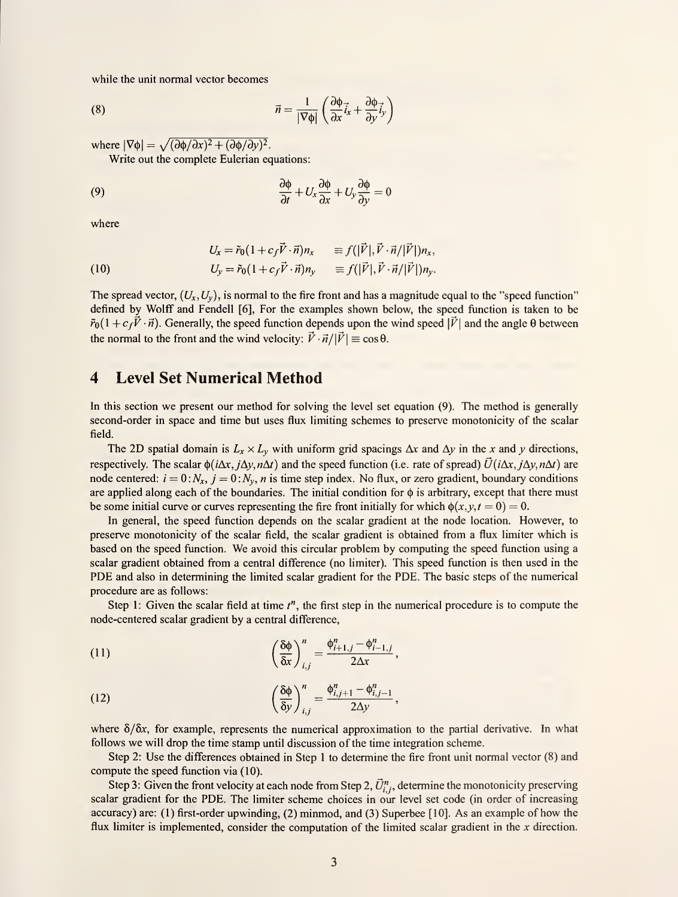while the unit normal vector becomes

$$\vec{n} = \frac{1}{|\nabla\phi|}\left(\frac{\partial\phi}{\partial x}\vec{i}_x + \frac{\partial\phi}{\partial y}\vec{i}_y\right) \tag{8}$$

where $|\nabla\phi| = \sqrt{(\partial\phi/\partial x)^2 + (\partial\phi/\partial y)^2}$.

Write out the complete Eulerian equations:

$$\frac{\partial\phi}{\partial t} + U_x\frac{\partial\phi}{\partial x} + U_y\frac{\partial\phi}{\partial y} = 0 \tag{9}$$

where

$$\begin{aligned} U_x &= \tilde{r}_0(1 + c_f\vec{V}\cdot\vec{n})n_x &&\equiv f(|\vec{V}|, \vec{V}\cdot\vec{n}/|\vec{V}|)n_x, \\ U_y &= \tilde{r}_0(1 + c_f\vec{V}\cdot\vec{n})n_y &&\equiv f(|\vec{V}|, \vec{V}\cdot\vec{n}/|\vec{V}|)n_y. \end{aligned} \tag{10}$$

The spread vector, $(U_x, U_y)$, is normal to the fire front and has a magnitude equal to the "speed function" defined by Wolff and Fendell [6], For the examples shown below, the speed function is taken to be $\tilde{r}_0(1 + c_f\vec{V}\cdot\vec{n})$. Generally, the speed function depends upon the wind speed $|\vec{V}|$ and the angle $\theta$ between the normal to the front and the wind velocity: $\vec{V}\cdot\vec{n}/|\vec{V}| \equiv \cos\theta$.

## 4 Level Set Numerical Method

In this section we present our method for solving the level set equation (9). The method is generally second-order in space and time but uses flux limiting schemes to preserve monotonicity of the scalar field.

The 2D spatial domain is $L_x \times L_y$ with uniform grid spacings $\Delta x$ and $\Delta y$ in the $x$ and $y$ directions, respectively. The scalar $\phi(i\Delta x, j\Delta y, n\Delta t)$ and the speed function (i.e. rate of spread) $\vec{U}(i\Delta x, j\Delta y, n\Delta t)$ are node centered: $i = 0{:}N_x$, $j = 0{:}N_y$, $n$ is time step index. No flux, or zero gradient, boundary conditions are applied along each of the boundaries. The initial condition for $\phi$ is arbitrary, except that there must be some initial curve or curves representing the fire front initially for which $\phi(x, y, t = 0) = 0$.

In general, the speed function depends on the scalar gradient at the node location. However, to preserve monotonicity of the scalar field, the scalar gradient is obtained from a flux limiter which is based on the speed function. We avoid this circular problem by computing the speed function using a scalar gradient obtained from a central difference (no limiter). This speed function is then used in the PDE and also in determining the limited scalar gradient for the PDE. The basic steps of the numerical procedure are as follows:

Step 1: Given the scalar field at time $t^n$, the first step in the numerical procedure is to compute the node-centered scalar gradient by a central difference,

$$\left(\frac{\delta\phi}{\delta x}\right)^n_{i,j} = \frac{\phi^n_{i+1,j} - \phi^n_{i-1,j}}{2\Delta x}, \tag{11}$$

$$\left(\frac{\delta\phi}{\delta y}\right)^n_{i,j} = \frac{\phi^n_{i,j+1} - \phi^n_{i,j-1}}{2\Delta y}, \tag{12}$$

where $\delta/\delta x$, for example, represents the numerical approximation to the partial derivative. In what follows we will drop the time stamp until discussion of the time integration scheme.

Step 2: Use the differences obtained in Step 1 to determine the fire front unit normal vector (8) and compute the speed function via (10).

Step 3: Given the front velocity at each node from Step 2, $\vec{U}^n_{i,j}$, determine the monotonicity preserving scalar gradient for the PDE. The limiter scheme choices in our level set code (in order of increasing accuracy) are: (1) first-order upwinding, (2) minmod, and (3) Superbee [10]. As an example of how the flux limiter is implemented, consider the computation of the limited scalar gradient in the $x$ direction.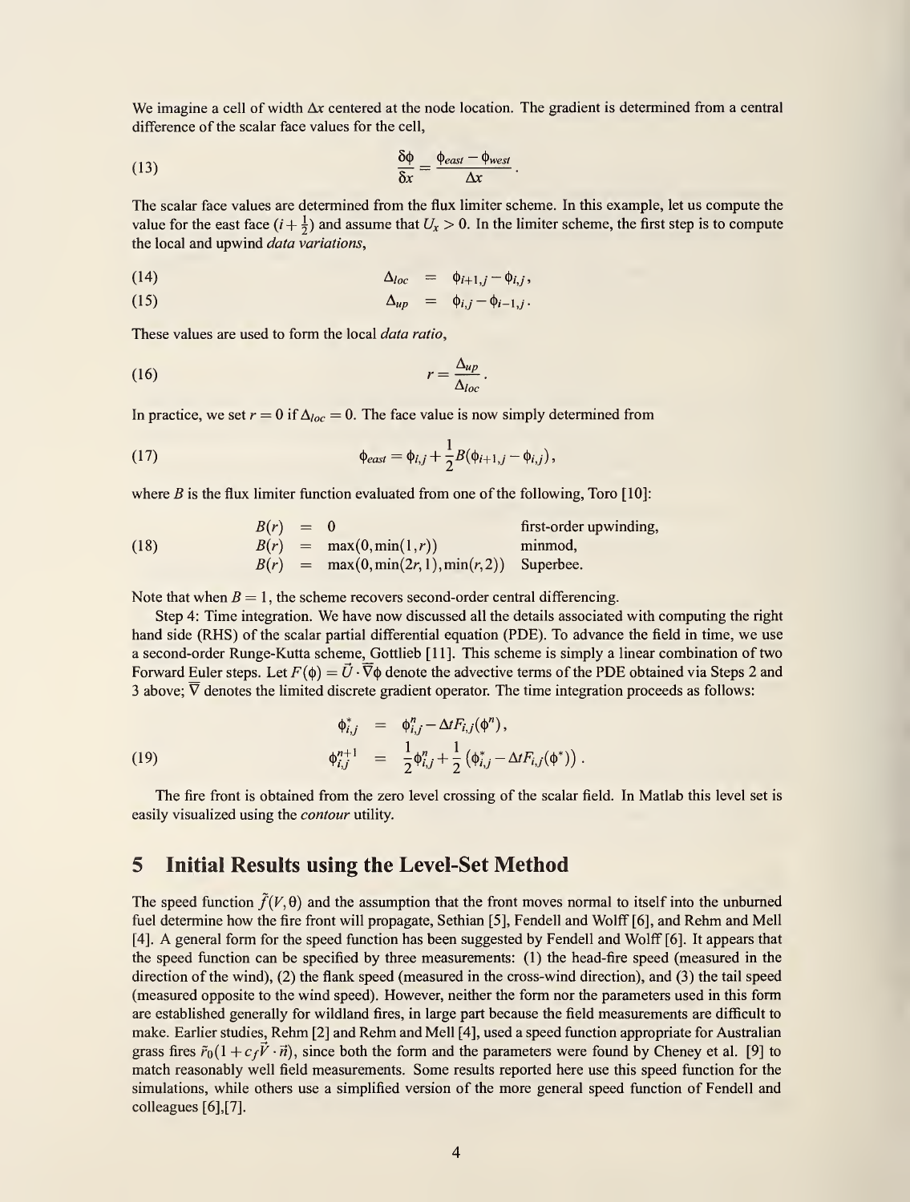We imagine a cell of width $\Delta x$ centered at the node location. The gradient is determined from a central difference of the scalar face values for the cell,

$$\frac{\delta\phi}{\delta x} = \frac{\phi_{east} - \phi_{west}}{\Delta x}. \tag{13}$$

The scalar face values are determined from the flux limiter scheme. In this example, let us compute the value for the east face ($i + \frac{1}{2}$) and assume that $U_x > 0$. In the limiter scheme, the first step is to compute the local and upwind *data variations*,

$$\Delta_{loc} = \phi_{i+1,j} - \phi_{i,j}, \tag{14}$$

$$\Delta_{up} = \phi_{i,j} - \phi_{i-1,j}. \tag{15}$$

These values are used to form the local *data ratio*,

$$r = \frac{\Delta_{up}}{\Delta_{loc}}. \tag{16}$$

In practice, we set $r = 0$ if $\Delta_{loc} = 0$. The face value is now simply determined from

$$\phi_{east} = \phi_{i,j} + \frac{1}{2}B(\phi_{i+1,j} - \phi_{i,j}), \tag{17}$$

where $B$ is the flux limiter function evaluated from one of the following, Toro [10]:

$$\begin{aligned} B(r) &= 0 && \text{first-order upwinding,} \\ B(r) &= \max(0, \min(1, r)) && \text{minmod,} \\ B(r) &= \max(0, \min(2r, 1), \min(r, 2)) && \text{Superbee.} \end{aligned} \tag{18}$$

Note that when $B = 1$, the scheme recovers second-order central differencing.

Step 4: Time integration. We have now discussed all the details associated with computing the right hand side (RHS) of the scalar partial differential equation (PDE). To advance the field in time, we use a second-order Runge-Kutta scheme, Gottlieb [11]. This scheme is simply a linear combination of two Forward Euler steps. Let $F(\phi) = \vec{U} \cdot \overline{\nabla}\phi$ denote the advective terms of the PDE obtained via Steps 2 and 3 above; $\overline{\nabla}$ denotes the limited discrete gradient operator. The time integration proceeds as follows:

$$\begin{aligned} \phi^*_{i,j} &= \phi^n_{i,j} - \Delta t F_{i,j}(\phi^n), \\ \phi^{n+1}_{i,j} &= \frac{1}{2}\phi^n_{i,j} + \frac{1}{2}\left(\phi^*_{i,j} - \Delta t F_{i,j}(\phi^*)\right). \end{aligned} \tag{19}$$

The fire front is obtained from the zero level crossing of the scalar field. In Matlab this level set is easily visualized using the *contour* utility.

## 5 Initial Results using the Level-Set Method

The speed function $\tilde{f}(V, \theta)$ and the assumption that the front moves normal to itself into the unburned fuel determine how the fire front will propagate, Sethian [5], Fendell and Wolff [6], and Rehm and Mell [4]. A general form for the speed function has been suggested by Fendell and Wolff [6]. It appears that the speed function can be specified by three measurements: (1) the head-fire speed (measured in the direction of the wind), (2) the flank speed (measured in the cross-wind direction), and (3) the tail speed (measured opposite to the wind speed). However, neither the form nor the parameters used in this form are established generally for wildland fires, in large part because the field measurements are difficult to make. Earlier studies, Rehm [2] and Rehm and Mell [4], used a speed function appropriate for Australian grass fires $\tilde{r}_0(1 + c_f\vec{V} \cdot \vec{n})$, since both the form and the parameters were found by Cheney et al. [9] to match reasonably well field measurements. Some results reported here use this speed function for the simulations, while others use a simplified version of the more general speed function of Fendell and colleagues [6],[7].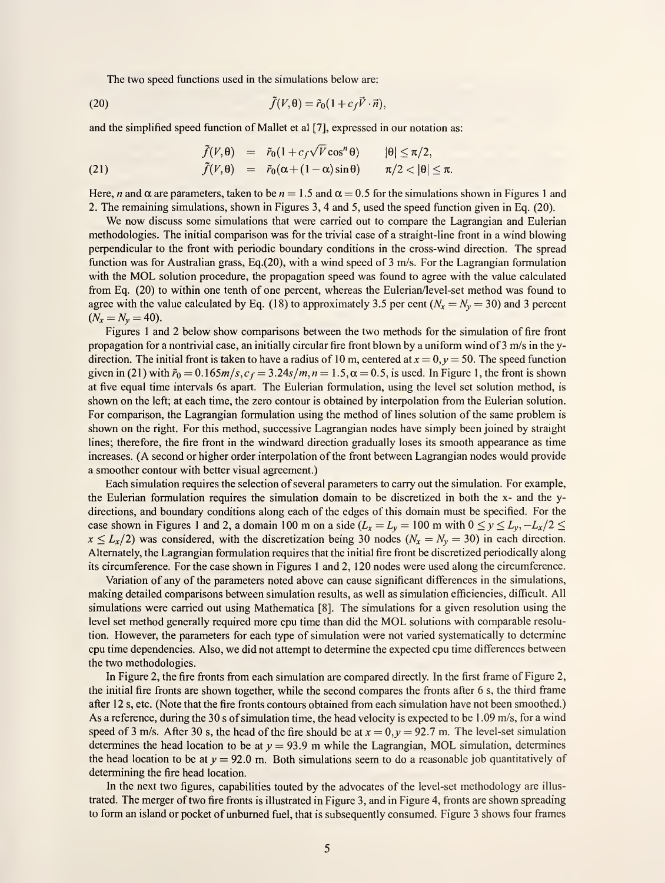The two speed functions used in the simulations below are:

$$\tilde{f}(V,\theta) = \tilde{r}_0(1 + c_f \vec{V} \cdot \vec{n}), \tag{20}$$

and the simplified speed function of Mallet et al [7], expressed in our notation as:

$$
\begin{aligned}
\tilde{f}(V,\theta) &= \tilde{r}_0(1 + c_f \sqrt{V} \cos^n \theta) \qquad |\theta| \le \pi/2, \\
\tilde{f}(V,\theta) &= \tilde{r}_0(\alpha + (1-\alpha)\sin\theta) \qquad \pi/2 < |\theta| \le \pi.
\end{aligned} \tag{21}
$$

Here, $n$ and $\alpha$ are parameters, taken to be $n = 1.5$ and $\alpha = 0.5$ for the simulations shown in Figures 1 and 2. The remaining simulations, shown in Figures 3, 4 and 5, used the speed function given in Eq. (20).

We now discuss some simulations that were carried out to compare the Lagrangian and Eulerian methodologies. The initial comparison was for the trivial case of a straight-line front in a wind blowing perpendicular to the front with periodic boundary conditions in the cross-wind direction. The spread function was for Australian grass, Eq.(20), with a wind speed of 3 m/s. For the Lagrangian formulation with the MOL solution procedure, the propagation speed was found to agree with the value calculated from Eq. (20) to within one tenth of one percent, whereas the Eulerian/level-set method was found to agree with the value calculated by Eq. (18) to approximately 3.5 per cent ($N_x = N_y = 30$) and 3 percent ($N_x = N_y = 40$).

Figures 1 and 2 below show comparisons between the two methods for the simulation of fire front propagation for a nontrivial case, an initially circular fire front blown by a uniform wind of 3 m/s in the y-direction. The initial front is taken to have a radius of 10 m, centered at $x = 0, y = 50$. The speed function given in (21) with $\tilde{r}_0 = 0.165 m/s, c_f = 3.24 s/m, n = 1.5, \alpha = 0.5$, is used. In Figure 1, the front is shown at five equal time intervals 6s apart. The Eulerian formulation, using the level set solution method, is shown on the left; at each time, the zero contour is obtained by interpolation from the Eulerian solution. For comparison, the Lagrangian formulation using the method of lines solution of the same problem is shown on the right. For this method, successive Lagrangian nodes have simply been joined by straight lines; therefore, the fire front in the windward direction gradually loses its smooth appearance as time increases. (A second or higher order interpolation of the front between Lagrangian nodes would provide a smoother contour with better visual agreement.)

Each simulation requires the selection of several parameters to carry out the simulation. For example, the Eulerian formulation requires the simulation domain to be discretized in both the x- and the y-directions, and boundary conditions along each of the edges of this domain must be specified. For the case shown in Figures 1 and 2, a domain 100 m on a side ($L_x = L_y = 100$ m with $0 \le y \le L_y, -L_x/2 \le x \le L_x/2$) was considered, with the discretization being 30 nodes ($N_x = N_y = 30$) in each direction. Alternately, the Lagrangian formulation requires that the initial fire front be discretized periodically along its circumference. For the case shown in Figures 1 and 2, 120 nodes were used along the circumference.

Variation of any of the parameters noted above can cause significant differences in the simulations, making detailed comparisons between simulation results, as well as simulation efficiencies, difficult. All simulations were carried out using Mathematica [8]. The simulations for a given resolution using the level set method generally required more cpu time than did the MOL solutions with comparable resolution. However, the parameters for each type of simulation were not varied systematically to determine cpu time dependencies. Also, we did not attempt to determine the expected cpu time differences between the two methodologies.

In Figure 2, the fire fronts from each simulation are compared directly. In the first frame of Figure 2, the initial fire fronts are shown together, while the second compares the fronts after 6 s, the third frame after 12 s, etc. (Note that the fire fronts contours obtained from each simulation have not been smoothed.) As a reference, during the 30 s of simulation time, the head velocity is expected to be 1.09 m/s, for a wind speed of 3 m/s. After 30 s, the head of the fire should be at $x = 0, y = 92.7$ m. The level-set simulation determines the head location to be at $y = 93.9$ m while the Lagrangian, MOL simulation, determines the head location to be at $y = 92.0$ m. Both simulations seem to do a reasonable job quantitatively of determining the fire head location.

In the next two figures, capabilities touted by the advocates of the level-set methodology are illustrated. The merger of two fire fronts is illustrated in Figure 3, and in Figure 4, fronts are shown spreading to form an island or pocket of unburned fuel, that is subsequently consumed. Figure 3 shows four frames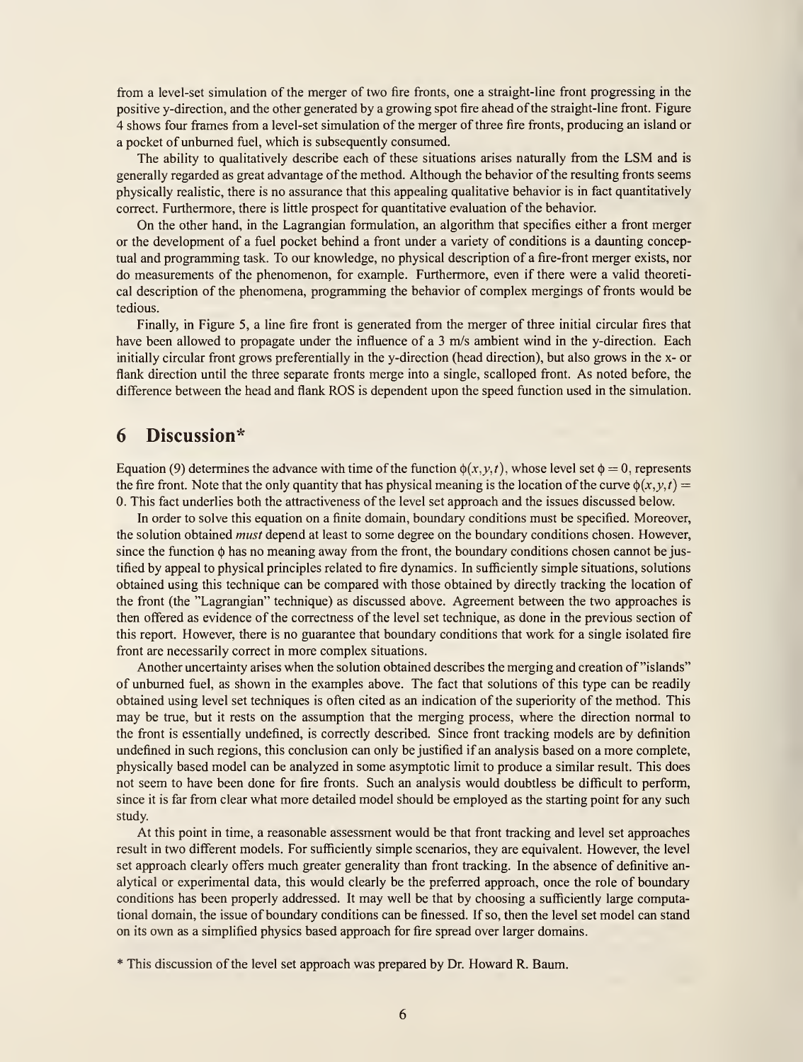from a level-set simulation of the merger of two fire fronts, one a straight-line front progressing in the positive y-direction, and the other generated by a growing spot fire ahead of the straight-line front. Figure 4 shows four frames from a level-set simulation of the merger of three fire fronts, producing an island or a pocket of unburned fuel, which is subsequently consumed.

The ability to qualitatively describe each of these situations arises naturally from the LSM and is generally regarded as great advantage of the method. Although the behavior of the resulting fronts seems physically realistic, there is no assurance that this appealing qualitative behavior is in fact quantitatively correct. Furthermore, there is little prospect for quantitative evaluation of the behavior.

On the other hand, in the Lagrangian formulation, an algorithm that specifies either a front merger or the development of a fuel pocket behind a front under a variety of conditions is a daunting conceptual and programming task. To our knowledge, no physical description of a fire-front merger exists, nor do measurements of the phenomenon, for example. Furthermore, even if there were a valid theoretical description of the phenomena, programming the behavior of complex mergings of fronts would be tedious.

Finally, in Figure 5, a line fire front is generated from the merger of three initial circular fires that have been allowed to propagate under the influence of a 3 m/s ambient wind in the y-direction. Each initially circular front grows preferentially in the y-direction (head direction), but also grows in the x- or flank direction until the three separate fronts merge into a single, scalloped front. As noted before, the difference between the head and flank ROS is dependent upon the speed function used in the simulation.

## 6 Discussion*

Equation (9) determines the advance with time of the function $\phi(x,y,t)$, whose level set $\phi = 0$, represents the fire front. Note that the only quantity that has physical meaning is the location of the curve $\phi(x,y,t) = 0$. This fact underlies both the attractiveness of the level set approach and the issues discussed below.

In order to solve this equation on a finite domain, boundary conditions must be specified. Moreover, the solution obtained *must* depend at least to some degree on the boundary conditions chosen. However, since the function $\phi$ has no meaning away from the front, the boundary conditions chosen cannot be justified by appeal to physical principles related to fire dynamics. In sufficiently simple situations, solutions obtained using this technique can be compared with those obtained by directly tracking the location of the front (the "Lagrangian" technique) as discussed above. Agreement between the two approaches is then offered as evidence of the correctness of the level set technique, as done in the previous section of this report. However, there is no guarantee that boundary conditions that work for a single isolated fire front are necessarily correct in more complex situations.

Another uncertainty arises when the solution obtained describes the merging and creation of "islands" of unburned fuel, as shown in the examples above. The fact that solutions of this type can be readily obtained using level set techniques is often cited as an indication of the superiority of the method. This may be true, but it rests on the assumption that the merging process, where the direction normal to the front is essentially undefined, is correctly described. Since front tracking models are by definition undefined in such regions, this conclusion can only be justified if an analysis based on a more complete, physically based model can be analyzed in some asymptotic limit to produce a similar result. This does not seem to have been done for fire fronts. Such an analysis would doubtless be difficult to perform, since it is far from clear what more detailed model should be employed as the starting point for any such study.

At this point in time, a reasonable assessment would be that front tracking and level set approaches result in two different models. For sufficiently simple scenarios, they are equivalent. However, the level set approach clearly offers much greater generality than front tracking. In the absence of definitive analytical or experimental data, this would clearly be the preferred approach, once the role of boundary conditions has been properly addressed. It may well be that by choosing a sufficiently large computational domain, the issue of boundary conditions can be finessed. If so, then the level set model can stand on its own as a simplified physics based approach for fire spread over larger domains.

* This discussion of the level set approach was prepared by Dr. Howard R. Baum.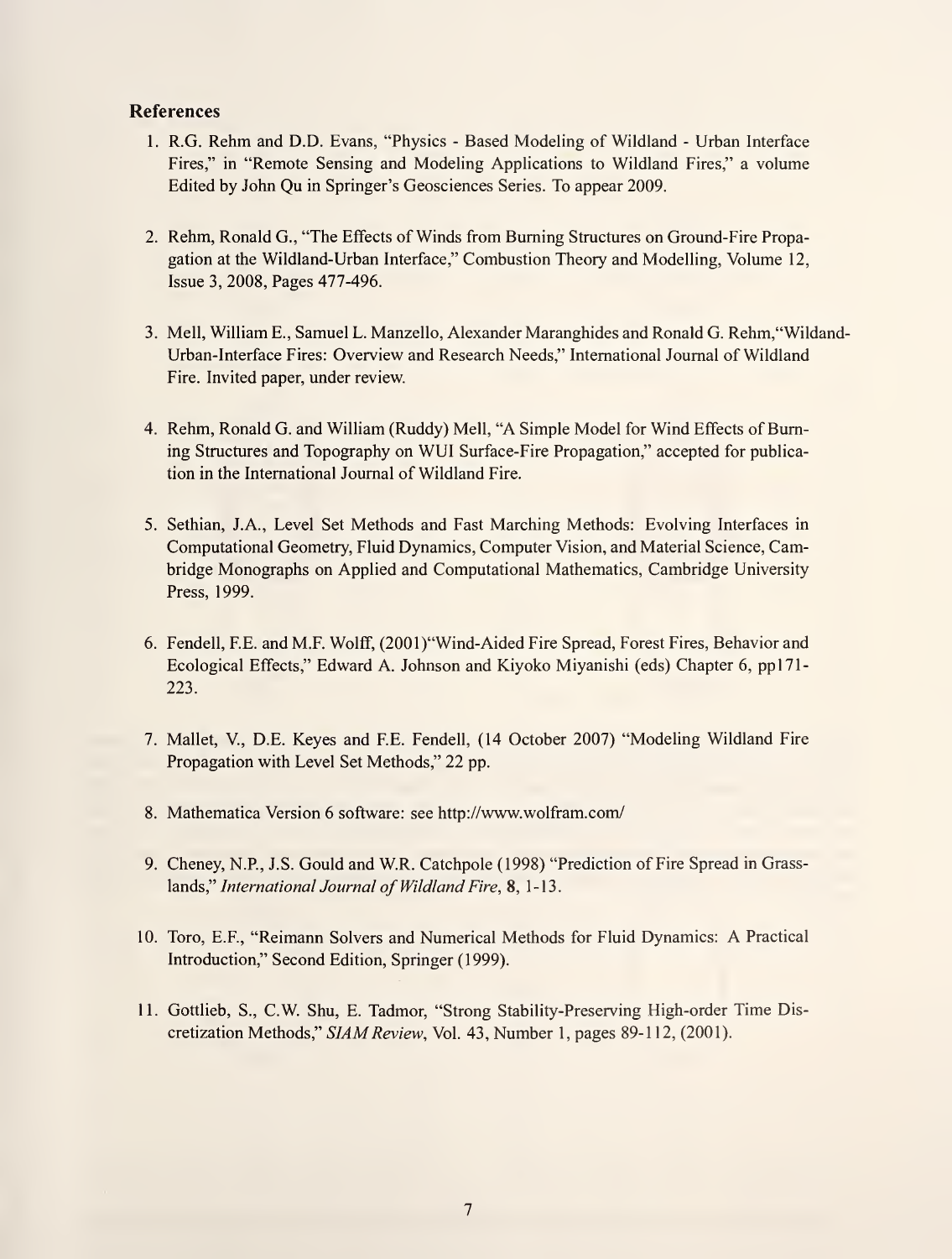## References

1. R.G. Rehm and D.D. Evans, "Physics - Based Modeling of Wildland - Urban Interface Fires," in "Remote Sensing and Modeling Applications to Wildland Fires," a volume Edited by John Qu in Springer's Geosciences Series. To appear 2009.

2. Rehm, Ronald G., "The Effects of Winds from Burning Structures on Ground-Fire Propagation at the Wildland-Urban Interface," Combustion Theory and Modelling, Volume 12, Issue 3, 2008, Pages 477-496.

3. Mell, William E., Samuel L. Manzello, Alexander Maranghides and Ronald G. Rehm,"Wildand-Urban-Interface Fires: Overview and Research Needs," International Journal of Wildland Fire. Invited paper, under review.

4. Rehm, Ronald G. and William (Ruddy) Mell, "A Simple Model for Wind Effects of Burning Structures and Topography on WUI Surface-Fire Propagation," accepted for publication in the International Journal of Wildland Fire.

5. Sethian, J.A., Level Set Methods and Fast Marching Methods: Evolving Interfaces in Computational Geometry, Fluid Dynamics, Computer Vision, and Material Science, Cambridge Monographs on Applied and Computational Mathematics, Cambridge University Press, 1999.

6. Fendell, F.E. and M.F. Wolff, (2001)"Wind-Aided Fire Spread, Forest Fires, Behavior and Ecological Effects," Edward A. Johnson and Kiyoko Miyanishi (eds) Chapter 6, pp171-223.

7. Mallet, V., D.E. Keyes and F.E. Fendell, (14 October 2007) "Modeling Wildland Fire Propagation with Level Set Methods," 22 pp.

8. Mathematica Version 6 software: see http://www.wolfram.com/

9. Cheney, N.P., J.S. Gould and W.R. Catchpole (1998) "Prediction of Fire Spread in Grasslands," *International Journal of Wildland Fire*, **8**, 1-13.

10. Toro, E.F., "Reimann Solvers and Numerical Methods for Fluid Dynamics: A Practical Introduction," Second Edition, Springer (1999).

11. Gottlieb, S., C.W. Shu, E. Tadmor, "Strong Stability-Preserving High-order Time Discretization Methods," *SIAM Review*, Vol. 43, Number 1, pages 89-112, (2001).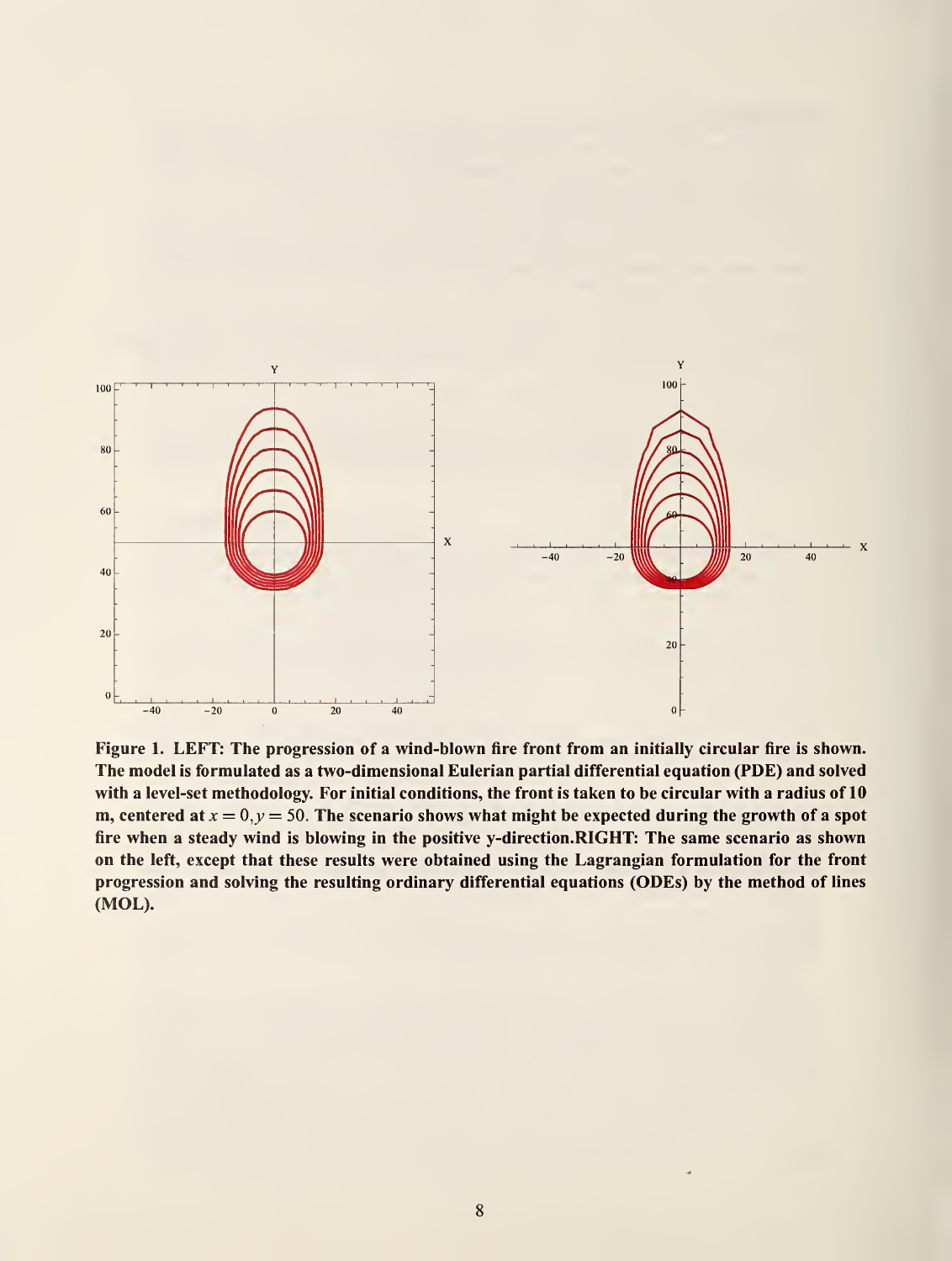**Figure 1. LEFT: The progression of a wind-blown fire front from an initially circular fire is shown. The model is formulated as a two-dimensional Eulerian partial differential equation (PDE) and solved with a level-set methodology. For initial conditions, the front is taken to be circular with a radius of 10 m, centered at $x = 0, y = 50$. The scenario shows what might be expected during the growth of a spot fire when a steady wind is blowing in the positive y-direction.RIGHT: The same scenario as shown on the left, except that these results were obtained using the Lagrangian formulation for the front progression and solving the resulting ordinary differential equations (ODEs) by the method of lines (MOL).**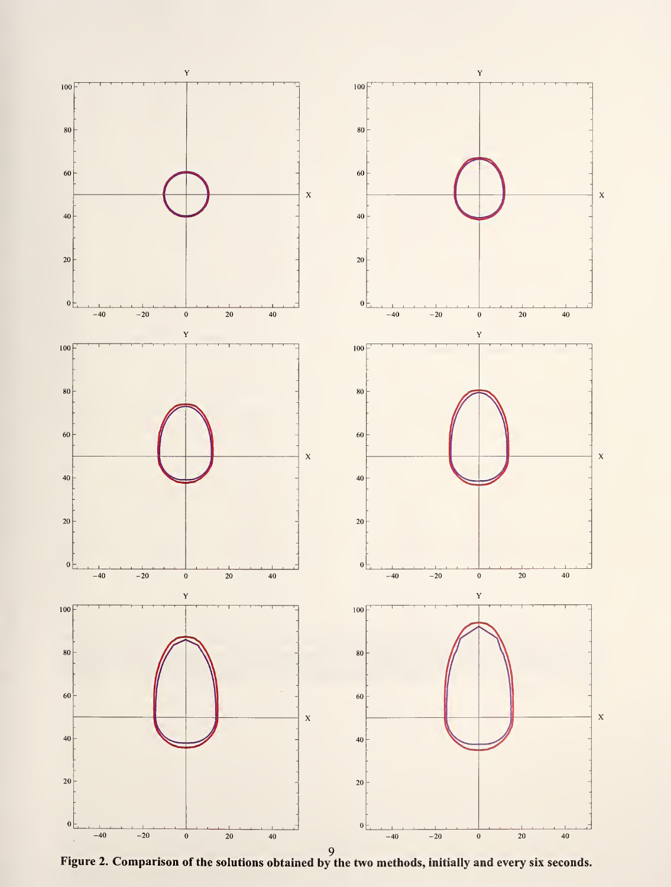Figure 2. Comparison of the solutions obtained by the two methods, initially and every six seconds.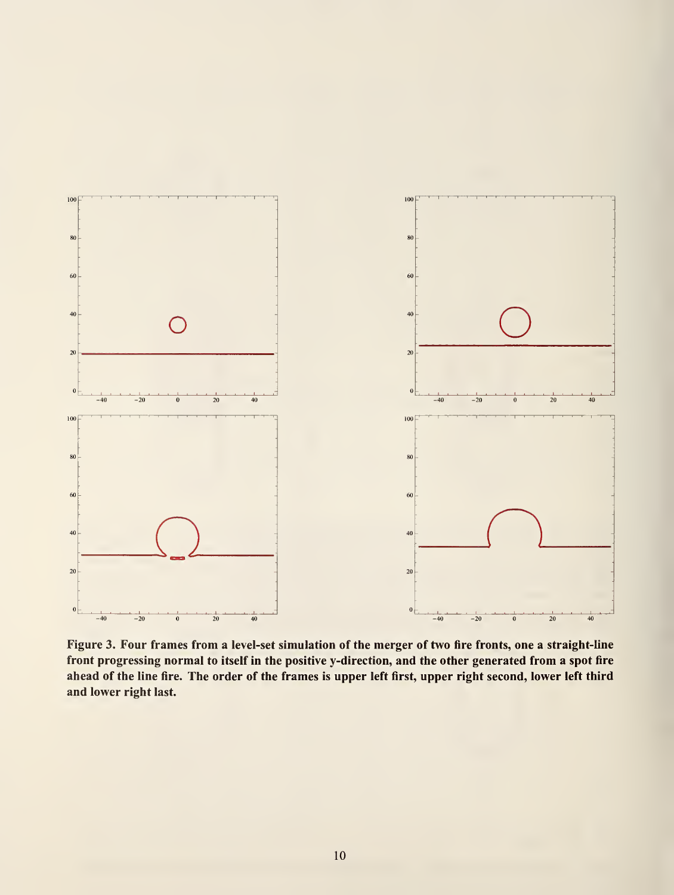Figure 3. Four frames from a level-set simulation of the merger of two fire fronts, one a straight-line front progressing normal to itself in the positive y-direction, and the other generated from a spot fire ahead of the line fire. The order of the frames is upper left first, upper right second, lower left third and lower right last.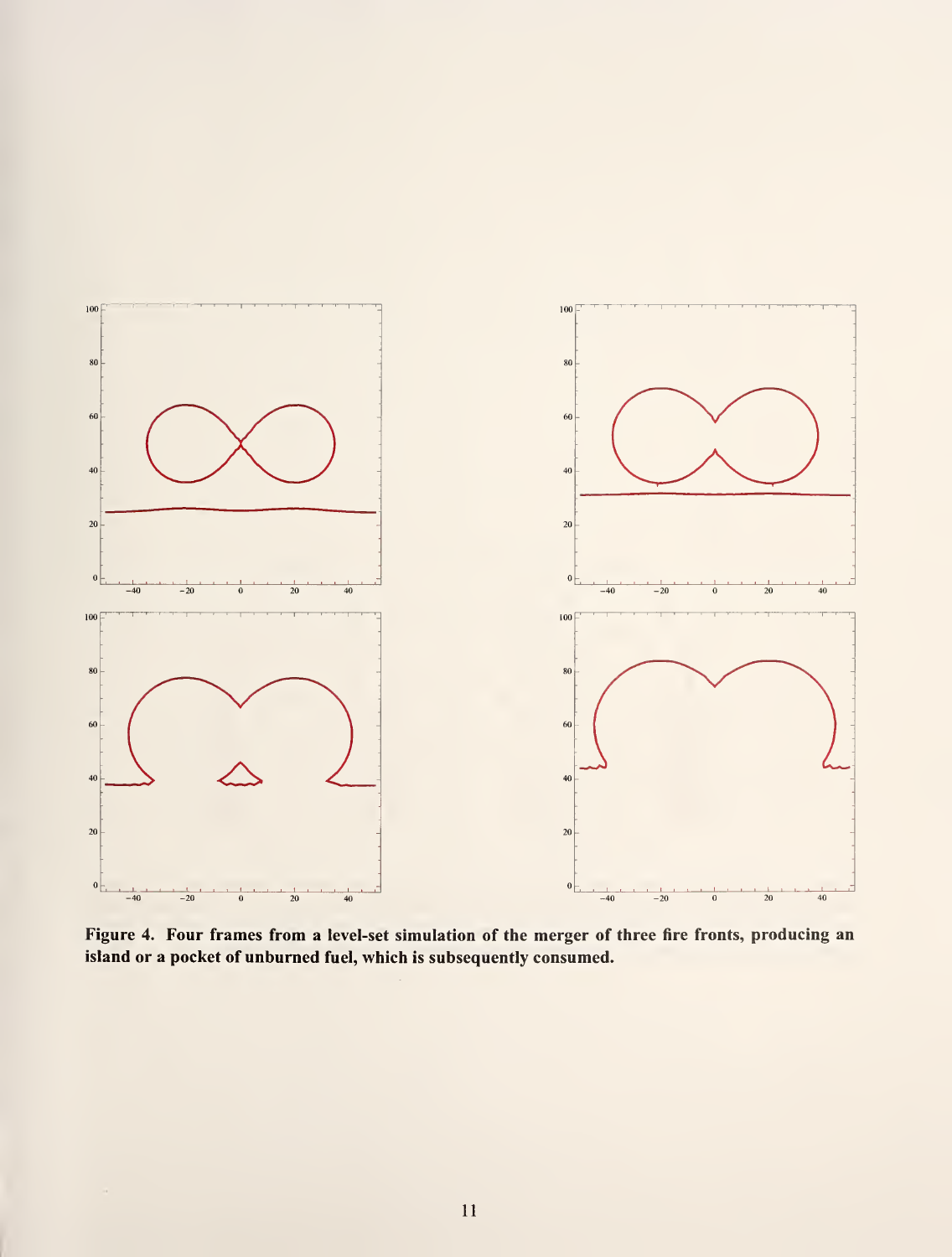**Figure 4. Four frames from a level-set simulation of the merger of three fire fronts, producing an island or a pocket of unburned fuel, which is subsequently consumed.**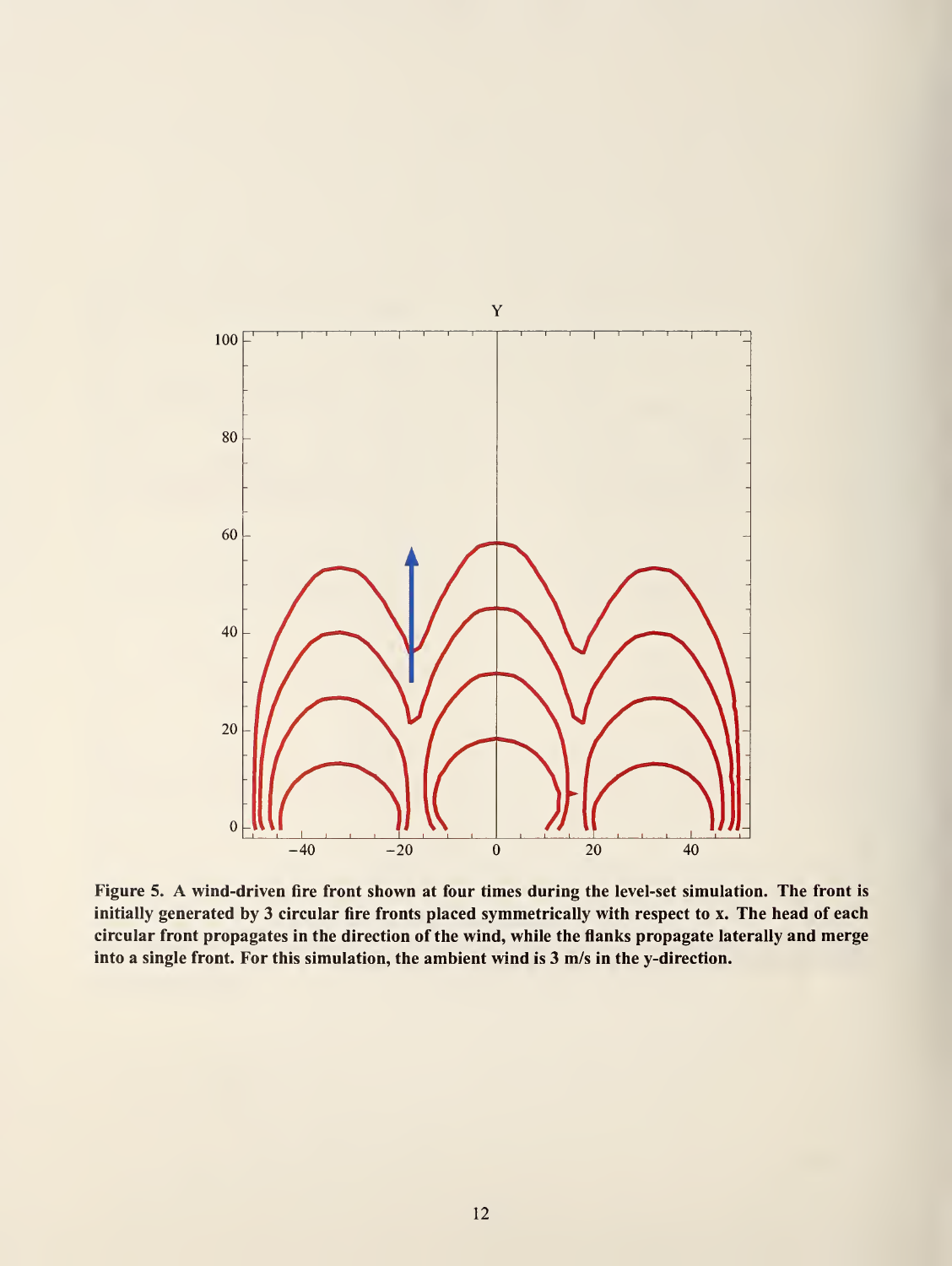Figure 5. A wind-driven fire front shown at four times during the level-set simulation. The front is initially generated by 3 circular fire fronts placed symmetrically with respect to x. The head of each circular front propagates in the direction of the wind, while the flanks propagate laterally and merge into a single front. For this simulation, the ambient wind is 3 m/s in the y-direction.